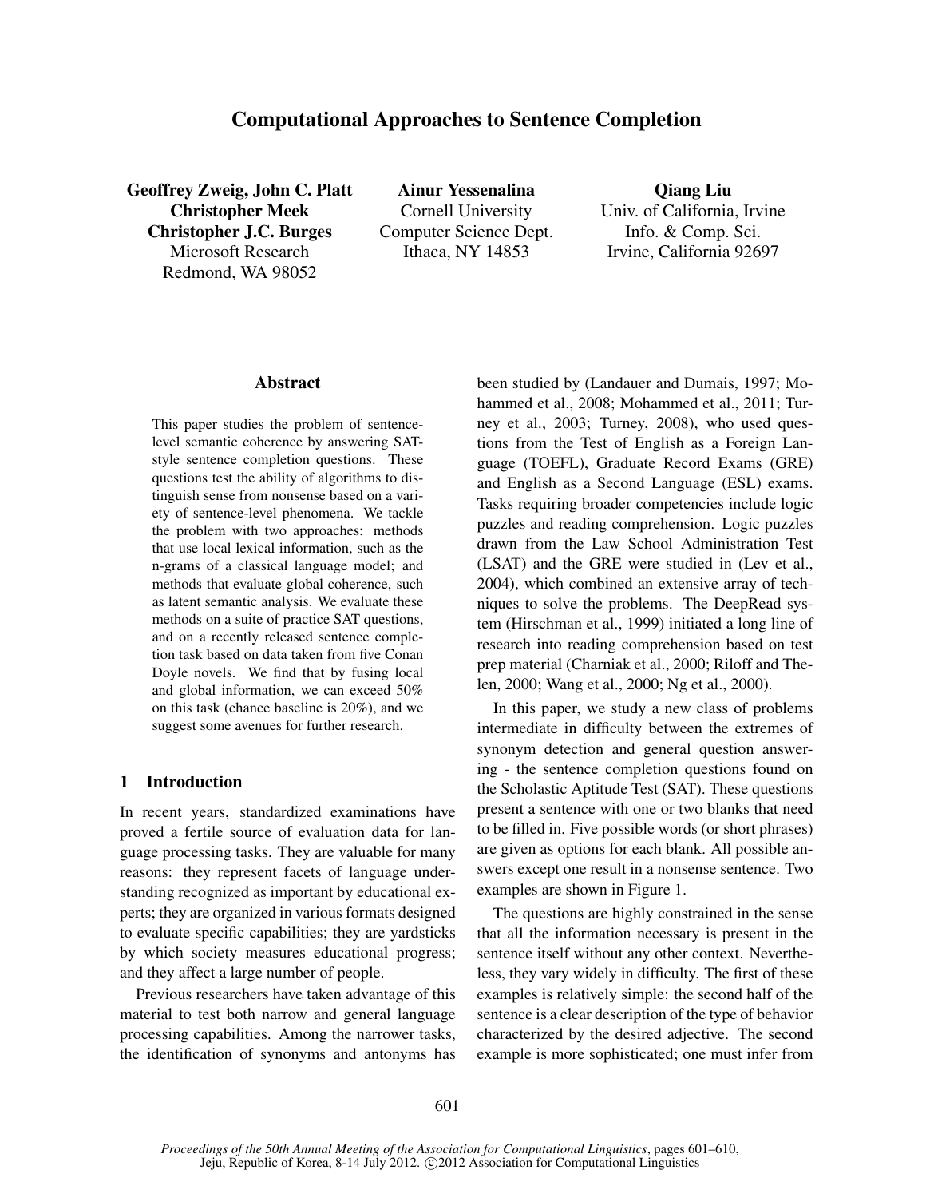# Computational Approaches to Sentence Completion

**Geoffrey Zweig, John C. Platt**
**Christopher Meek**
**Christopher J.C. Burges**
Microsoft Research
Redmond, WA 98052

**Ainur Yessenalina**
Cornell University
Computer Science Dept.
Ithaca, NY 14853

**Qiang Liu**
Univ. of California, Irvine
Info. & Comp. Sci.
Irvine, California 92697

## Abstract

This paper studies the problem of sentence-level semantic coherence by answering SAT-style sentence completion questions. These questions test the ability of algorithms to distinguish sense from nonsense based on a variety of sentence-level phenomena. We tackle the problem with two approaches: methods that use local lexical information, such as the n-grams of a classical language model; and methods that evaluate global coherence, such as latent semantic analysis. We evaluate these methods on a suite of practice SAT questions, and on a recently released sentence completion task based on data taken from five Conan Doyle novels. We find that by fusing local and global information, we can exceed 50% on this task (chance baseline is 20%), and we suggest some avenues for further research.

## 1 Introduction

In recent years, standardized examinations have proved a fertile source of evaluation data for language processing tasks. They are valuable for many reasons: they represent facets of language understanding recognized as important by educational experts; they are organized in various formats designed to evaluate specific capabilities; they are yardsticks by which society measures educational progress; and they affect a large number of people.

Previous researchers have taken advantage of this material to test both narrow and general language processing capabilities. Among the narrower tasks, the identification of synonyms and antonyms has been studied by (Landauer and Dumais, 1997; Mohammed et al., 2008; Mohammed et al., 2011; Turney et al., 2003; Turney, 2008), who used questions from the Test of English as a Foreign Language (TOEFL), Graduate Record Exams (GRE) and English as a Second Language (ESL) exams. Tasks requiring broader competencies include logic puzzles and reading comprehension. Logic puzzles drawn from the Law School Administration Test (LSAT) and the GRE were studied in (Lev et al., 2004), which combined an extensive array of techniques to solve the problems. The DeepRead system (Hirschman et al., 1999) initiated a long line of research into reading comprehension based on test prep material (Charniak et al., 2000; Riloff and Thelen, 2000; Wang et al., 2000; Ng et al., 2000).

In this paper, we study a new class of problems intermediate in difficulty between the extremes of synonym detection and general question answering - the sentence completion questions found on the Scholastic Aptitude Test (SAT). These questions present a sentence with one or two blanks that need to be filled in. Five possible words (or short phrases) are given as options for each blank. All possible answers except one result in a nonsense sentence. Two examples are shown in Figure 1.

The questions are highly constrained in the sense that all the information necessary is present in the sentence itself without any other context. Nevertheless, they vary widely in difficulty. The first of these examples is relatively simple: the second half of the sentence is a clear description of the type of behavior characterized by the desired adjective. The second example is more sophisticated; one must infer from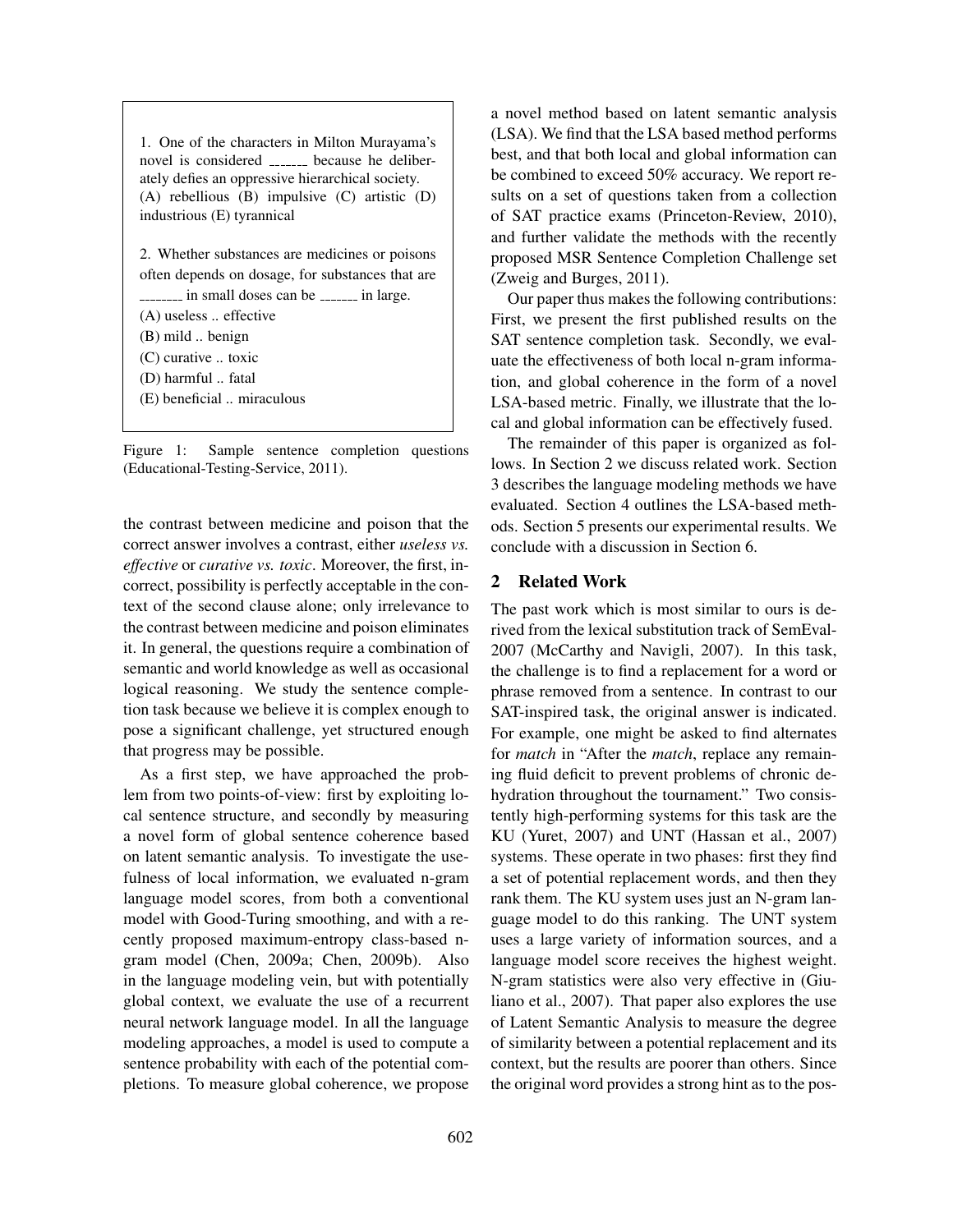1. One of the characters in Milton Murayama's novel is considered _______ because he deliberately defies an oppressive hierarchical society.
(A) rebellious (B) impulsive (C) artistic (D) industrious (E) tyrannical

2. Whether substances are medicines or poisons often depends on dosage, for substances that are ________ in small doses can be _______ in large.
(A) useless .. effective
(B) mild .. benign
(C) curative .. toxic
(D) harmful .. fatal
(E) beneficial .. miraculous

Figure 1: Sample sentence completion questions (Educational-Testing-Service, 2011).

the contrast between medicine and poison that the correct answer involves a contrast, either *useless vs. effective* or *curative vs. toxic*. Moreover, the first, incorrect, possibility is perfectly acceptable in the context of the second clause alone; only irrelevance to the contrast between medicine and poison eliminates it. In general, the questions require a combination of semantic and world knowledge as well as occasional logical reasoning. We study the sentence completion task because we believe it is complex enough to pose a significant challenge, yet structured enough that progress may be possible.

As a first step, we have approached the problem from two points-of-view: first by exploiting local sentence structure, and secondly by measuring a novel form of global sentence coherence based on latent semantic analysis. To investigate the usefulness of local information, we evaluated n-gram language model scores, from both a conventional model with Good-Turing smoothing, and with a recently proposed maximum-entropy class-based n-gram model (Chen, 2009a; Chen, 2009b). Also in the language modeling vein, but with potentially global context, we evaluate the use of a recurrent neural network language model. In all the language modeling approaches, a model is used to compute a sentence probability with each of the potential completions. To measure global coherence, we propose a novel method based on latent semantic analysis (LSA). We find that the LSA based method performs best, and that both local and global information can be combined to exceed 50% accuracy. We report results on a set of questions taken from a collection of SAT practice exams (Princeton-Review, 2010), and further validate the methods with the recently proposed MSR Sentence Completion Challenge set (Zweig and Burges, 2011).

Our paper thus makes the following contributions: First, we present the first published results on the SAT sentence completion task. Secondly, we evaluate the effectiveness of both local n-gram information, and global coherence in the form of a novel LSA-based metric. Finally, we illustrate that the local and global information can be effectively fused.

The remainder of this paper is organized as follows. In Section 2 we discuss related work. Section 3 describes the language modeling methods we have evaluated. Section 4 outlines the LSA-based methods. Section 5 presents our experimental results. We conclude with a discussion in Section 6.

## 2 Related Work

The past work which is most similar to ours is derived from the lexical substitution track of SemEval-2007 (McCarthy and Navigli, 2007). In this task, the challenge is to find a replacement for a word or phrase removed from a sentence. In contrast to our SAT-inspired task, the original answer is indicated. For example, one might be asked to find alternates for *match* in "After the *match*, replace any remaining fluid deficit to prevent problems of chronic dehydration throughout the tournament." Two consistently high-performing systems for this task are the KU (Yuret, 2007) and UNT (Hassan et al., 2007) systems. These operate in two phases: first they find a set of potential replacement words, and then they rank them. The KU system uses just an N-gram language model to do this ranking. The UNT system uses a large variety of information sources, and a language model score receives the highest weight. N-gram statistics were also very effective in (Giuliano et al., 2007). That paper also explores the use of Latent Semantic Analysis to measure the degree of similarity between a potential replacement and its context, but the results are poorer than others. Since the original word provides a strong hint as to the pos-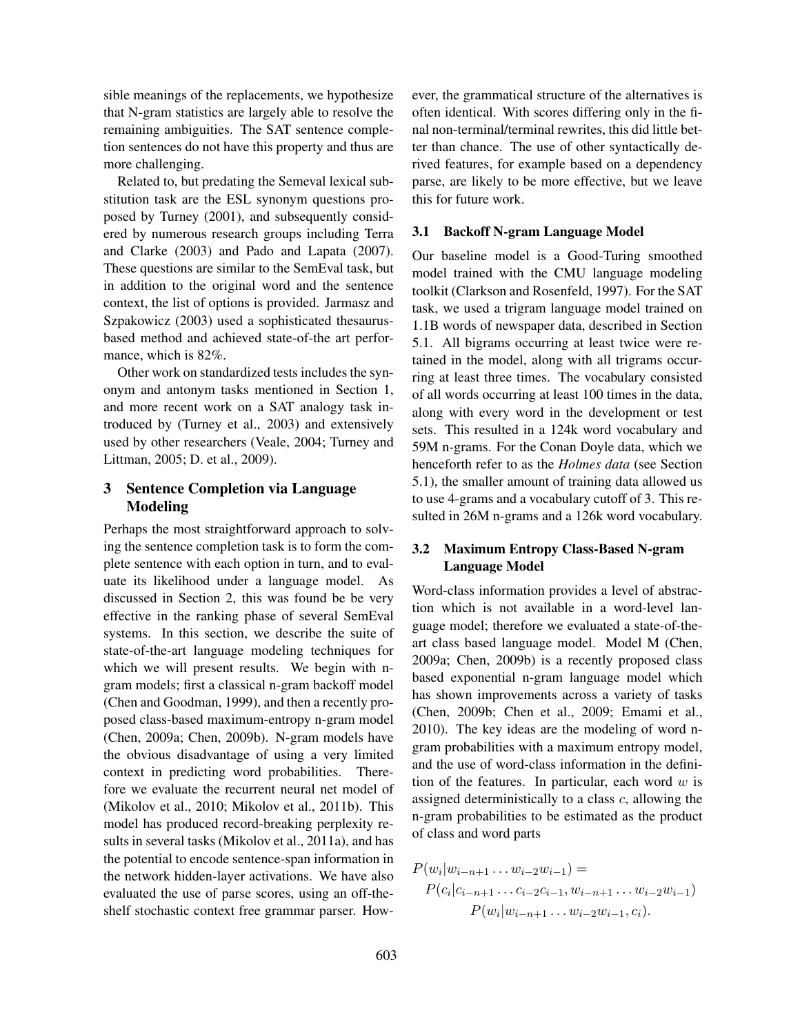sible meanings of the replacements, we hypothesize that N-gram statistics are largely able to resolve the remaining ambiguities. The SAT sentence completion sentences do not have this property and thus are more challenging.

Related to, but predating the Semeval lexical substitution task are the ESL synonym questions proposed by Turney (2001), and subsequently considered by numerous research groups including Terra and Clarke (2003) and Pado and Lapata (2007). These questions are similar to the SemEval task, but in addition to the original word and the sentence context, the list of options is provided. Jarmasz and Szpakowicz (2003) used a sophisticated thesaurus-based method and achieved state-of-the art performance, which is 82%.

Other work on standardized tests includes the synonym and antonym tasks mentioned in Section 1, and more recent work on a SAT analogy task introduced by (Turney et al., 2003) and extensively used by other researchers (Veale, 2004; Turney and Littman, 2005; D. et al., 2009).

## 3 Sentence Completion via Language Modeling

Perhaps the most straightforward approach to solving the sentence completion task is to form the complete sentence with each option in turn, and to evaluate its likelihood under a language model. As discussed in Section 2, this was found be be very effective in the ranking phase of several SemEval systems. In this section, we describe the suite of state-of-the-art language modeling techniques for which we will present results. We begin with n-gram models; first a classical n-gram backoff model (Chen and Goodman, 1999), and then a recently proposed class-based maximum-entropy n-gram model (Chen, 2009a; Chen, 2009b). N-gram models have the obvious disadvantage of using a very limited context in predicting word probabilities. Therefore we evaluate the recurrent neural net model of (Mikolov et al., 2010; Mikolov et al., 2011b). This model has produced record-breaking perplexity results in several tasks (Mikolov et al., 2011a), and has the potential to encode sentence-span information in the network hidden-layer activations. We have also evaluated the use of parse scores, using an off-the-shelf stochastic context free grammar parser. However, the grammatical structure of the alternatives is often identical. With scores differing only in the final non-terminal/terminal rewrites, this did little better than chance. The use of other syntactically derived features, for example based on a dependency parse, are likely to be more effective, but we leave this for future work.

### 3.1 Backoff N-gram Language Model

Our baseline model is a Good-Turing smoothed model trained with the CMU language modeling toolkit (Clarkson and Rosenfeld, 1997). For the SAT task, we used a trigram language model trained on 1.1B words of newspaper data, described in Section 5.1. All bigrams occurring at least twice were retained in the model, along with all trigrams occurring at least three times. The vocabulary consisted of all words occurring at least 100 times in the data, along with every word in the development or test sets. This resulted in a 124k word vocabulary and 59M n-grams. For the Conan Doyle data, which we henceforth refer to as the *Holmes data* (see Section 5.1), the smaller amount of training data allowed us to use 4-grams and a vocabulary cutoff of 3. This resulted in 26M n-grams and a 126k word vocabulary.

### 3.2 Maximum Entropy Class-Based N-gram Language Model

Word-class information provides a level of abstraction which is not available in a word-level language model; therefore we evaluated a state-of-the-art class based language model. Model M (Chen, 2009a; Chen, 2009b) is a recently proposed class based exponential n-gram language model which has shown improvements across a variety of tasks (Chen, 2009b; Chen et al., 2009; Emami et al., 2010). The key ideas are the modeling of word n-gram probabilities with a maximum entropy model, and the use of word-class information in the definition of the features. In particular, each word $w$ is assigned deterministically to a class $c$, allowing the n-gram probabilities to be estimated as the product of class and word parts

$$
\begin{aligned}
P(w_i|w_{i-n+1} \dots w_{i-2}w_{i-1}) = \\
P(c_i|c_{i-n+1} \dots c_{i-2}c_{i-1}, w_{i-n+1} \dots w_{i-2}w_{i-1}) \\
P(w_i|w_{i-n+1} \dots w_{i-2}w_{i-1}, c_i).
\end{aligned}
$$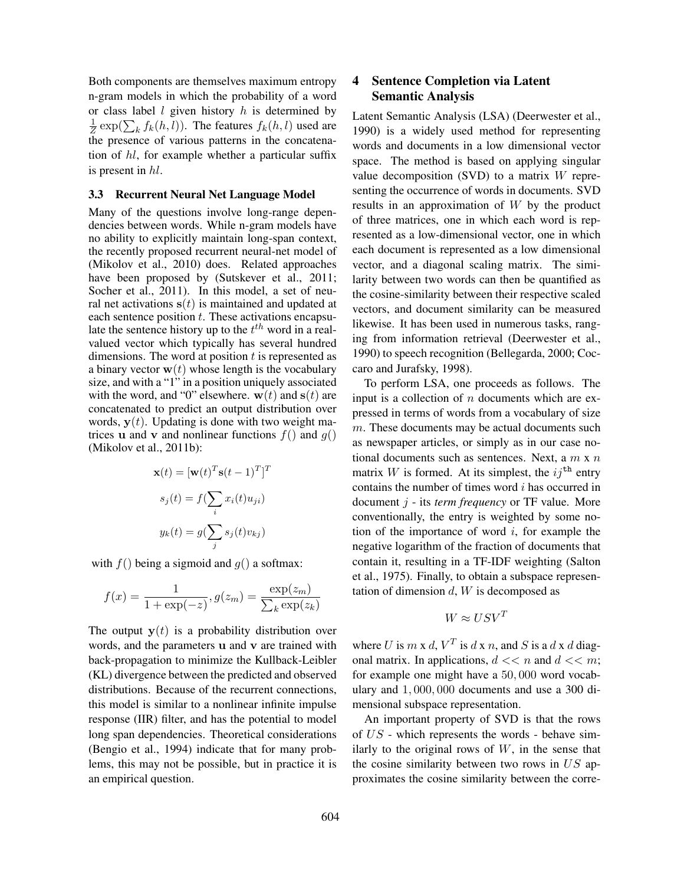Both components are themselves maximum entropy n-gram models in which the probability of a word or class label $l$ given history $h$ is determined by $\frac{1}{Z}\exp(\sum_k f_k(h,l))$. The features $f_k(h,l)$ used are the presence of various patterns in the concatenation of $hl$, for example whether a particular suffix is present in $hl$.

### 3.3 Recurrent Neural Net Language Model

Many of the questions involve long-range dependencies between words. While n-gram models have no ability to explicitly maintain long-span context, the recently proposed recurrent neural-net model of (Mikolov et al., 2010) does. Related approaches have been proposed by (Sutskever et al., 2011; Socher et al., 2011). In this model, a set of neural net activations $\mathbf{s}(t)$ is maintained and updated at each sentence position $t$. These activations encapsulate the sentence history up to the $t^{th}$ word in a real-valued vector which typically has several hundred dimensions. The word at position $t$ is represented as a binary vector $\mathbf{w}(t)$ whose length is the vocabulary size, and with a "1" in a position uniquely associated with the word, and "0" elsewhere. $\mathbf{w}(t)$ and $\mathbf{s}(t)$ are concatenated to predict an output distribution over words, $\mathbf{y}(t)$. Updating is done with two weight matrices $\mathbf{u}$ and $\mathbf{v}$ and nonlinear functions $f()$ and $g()$ (Mikolov et al., 2011b):

$$\mathbf{x}(t) = [\mathbf{w}(t)^T \mathbf{s}(t-1)^T]^T$$

$$s_j(t) = f(\sum_i x_i(t) u_{ji})$$

$$y_k(t) = g(\sum_j s_j(t) v_{kj})$$

with $f()$ being a sigmoid and $g()$ a softmax:

$$f(x) = \frac{1}{1+\exp(-z)}, g(z_m) = \frac{\exp(z_m)}{\sum_k \exp(z_k)}$$

The output $\mathbf{y}(t)$ is a probability distribution over words, and the parameters $\mathbf{u}$ and $\mathbf{v}$ are trained with back-propagation to minimize the Kullback-Leibler (KL) divergence between the predicted and observed distributions. Because of the recurrent connections, this model is similar to a nonlinear infinite impulse response (IIR) filter, and has the potential to model long span dependencies. Theoretical considerations (Bengio et al., 1994) indicate that for many problems, this may not be possible, but in practice it is an empirical question.

## 4 Sentence Completion via Latent Semantic Analysis

Latent Semantic Analysis (LSA) (Deerwester et al., 1990) is a widely used method for representing words and documents in a low dimensional vector space. The method is based on applying singular value decomposition (SVD) to a matrix $W$ representing the occurrence of words in documents. SVD results in an approximation of $W$ by the product of three matrices, one in which each word is represented as a low-dimensional vector, one in which each document is represented as a low dimensional vector, and a diagonal scaling matrix. The similarity between two words can then be quantified as the cosine-similarity between their respective scaled vectors, and document similarity can be measured likewise. It has been used in numerous tasks, ranging from information retrieval (Deerwester et al., 1990) to speech recognition (Bellegarda, 2000; Coccaro and Jurafsky, 1998).

To perform LSA, one proceeds as follows. The input is a collection of $n$ documents which are expressed in terms of words from a vocabulary of size $m$. These documents may be actual documents such as newspaper articles, or simply as in our case notional documents such as sentences. Next, a $m$ x $n$ matrix $W$ is formed. At its simplest, the $ij^{\text{th}}$ entry contains the number of times word $i$ has occurred in document $j$ - its *term frequency* or TF value. More conventionally, the entry is weighted by some notion of the importance of word $i$, for example the negative logarithm of the fraction of documents that contain it, resulting in a TF-IDF weighting (Salton et al., 1975). Finally, to obtain a subspace representation of dimension $d$, $W$ is decomposed as

$$W \approx USV^T$$

where $U$ is $m$ x $d$, $V^T$ is $d$ x $n$, and $S$ is a $d$ x $d$ diagonal matrix. In applications, $d << n$ and $d << m$; for example one might have a $50,000$ word vocabulary and $1,000,000$ documents and use a 300 dimensional subspace representation.

An important property of SVD is that the rows of $US$ - which represents the words - behave similarly to the original rows of $W$, in the sense that the cosine similarity between two rows in $US$ approximates the cosine similarity between the corre-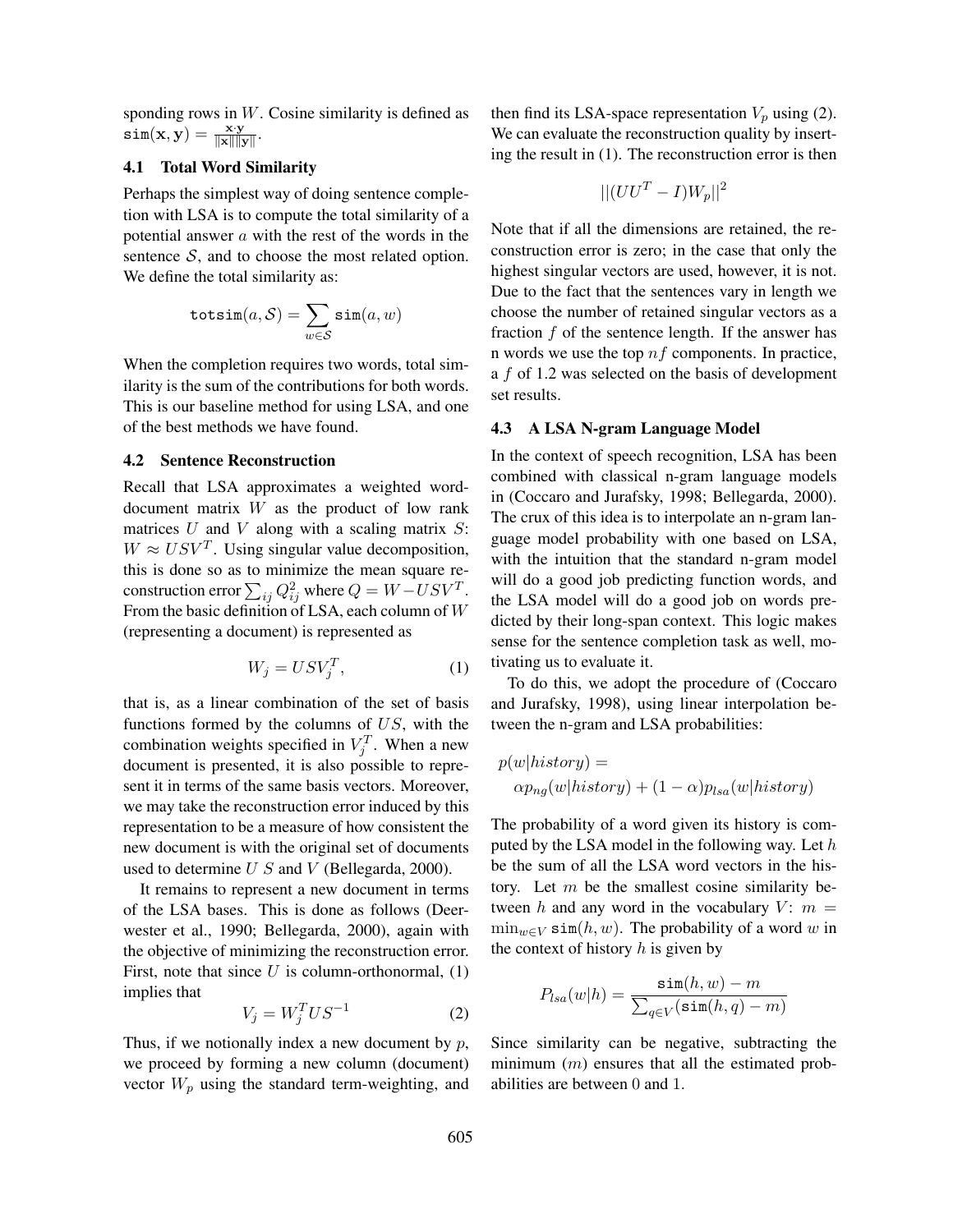sponding rows in $W$. Cosine similarity is defined as $\mathtt{sim}(\mathbf{x}, \mathbf{y}) = \frac{\mathbf{x} \cdot \mathbf{y}}{\|\mathbf{x}\| \|\mathbf{y}\|}$.

### 4.1 Total Word Similarity

Perhaps the simplest way of doing sentence completion with LSA is to compute the total similarity of a potential answer $a$ with the rest of the words in the sentence $\mathcal{S}$, and to choose the most related option. We define the total similarity as:

$$\mathtt{totsim}(a, \mathcal{S}) = \sum_{w \in \mathcal{S}} \mathtt{sim}(a, w)$$

When the completion requires two words, total similarity is the sum of the contributions for both words. This is our baseline method for using LSA, and one of the best methods we have found.

### 4.2 Sentence Reconstruction

Recall that LSA approximates a weighted word-document matrix $W$ as the product of low rank matrices $U$ and $V$ along with a scaling matrix $S$: $W \approx USV^T$. Using singular value decomposition, this is done so as to minimize the mean square reconstruction error $\sum_{ij} Q_{ij}^2$ where $Q = W - USV^T$. From the basic definition of LSA, each column of $W$ (representing a document) is represented as

$$W_j = USV_j^T, \tag{1}$$

that is, as a linear combination of the set of basis functions formed by the columns of $US$, with the combination weights specified in $V_j^T$. When a new document is presented, it is also possible to represent it in terms of the same basis vectors. Moreover, we may take the reconstruction error induced by this representation to be a measure of how consistent the new document is with the original set of documents used to determine $U$ $S$ and $V$ (Bellegarda, 2000).

It remains to represent a new document in terms of the LSA bases. This is done as follows (Deerwester et al., 1990; Bellegarda, 2000), again with the objective of minimizing the reconstruction error. First, note that since $U$ is column-orthonormal, (1) implies that

$$V_j = W_j^T US^{-1} \tag{2}$$

Thus, if we notionally index a new document by $p$, we proceed by forming a new column (document) vector $W_p$ using the standard term-weighting, and then find its LSA-space representation $V_p$ using (2). We can evaluate the reconstruction quality by inserting the result in (1). The reconstruction error is then

$$||(UU^T - I)W_p||^2$$

Note that if all the dimensions are retained, the reconstruction error is zero; in the case that only the highest singular vectors are used, however, it is not. Due to the fact that the sentences vary in length we choose the number of retained singular vectors as a fraction $f$ of the sentence length. If the answer has n words we use the top $nf$ components. In practice, a $f$ of 1.2 was selected on the basis of development set results.

### 4.3 A LSA N-gram Language Model

In the context of speech recognition, LSA has been combined with classical n-gram language models in (Coccaro and Jurafsky, 1998; Bellegarda, 2000). The crux of this idea is to interpolate an n-gram language model probability with one based on LSA, with the intuition that the standard n-gram model will do a good job predicting function words, and the LSA model will do a good job on words predicted by their long-span context. This logic makes sense for the sentence completion task as well, motivating us to evaluate it.

To do this, we adopt the procedure of (Coccaro and Jurafsky, 1998), using linear interpolation between the n-gram and LSA probabilities:

$$p(w|history) = \alpha p_{ng}(w|history) + (1 - \alpha) p_{lsa}(w|history)$$

The probability of a word given its history is computed by the LSA model in the following way. Let $h$ be the sum of all the LSA word vectors in the history. Let $m$ be the smallest cosine similarity between $h$ and any word in the vocabulary $V$: $m = \min_{w \in V} \mathtt{sim}(h, w)$. The probability of a word $w$ in the context of history $h$ is given by

$$P_{lsa}(w|h) = \frac{\mathtt{sim}(h, w) - m}{\sum_{q \in V} (\mathtt{sim}(h, q) - m)}$$

Since similarity can be negative, subtracting the minimum ($m$) ensures that all the estimated probabilities are between 0 and 1.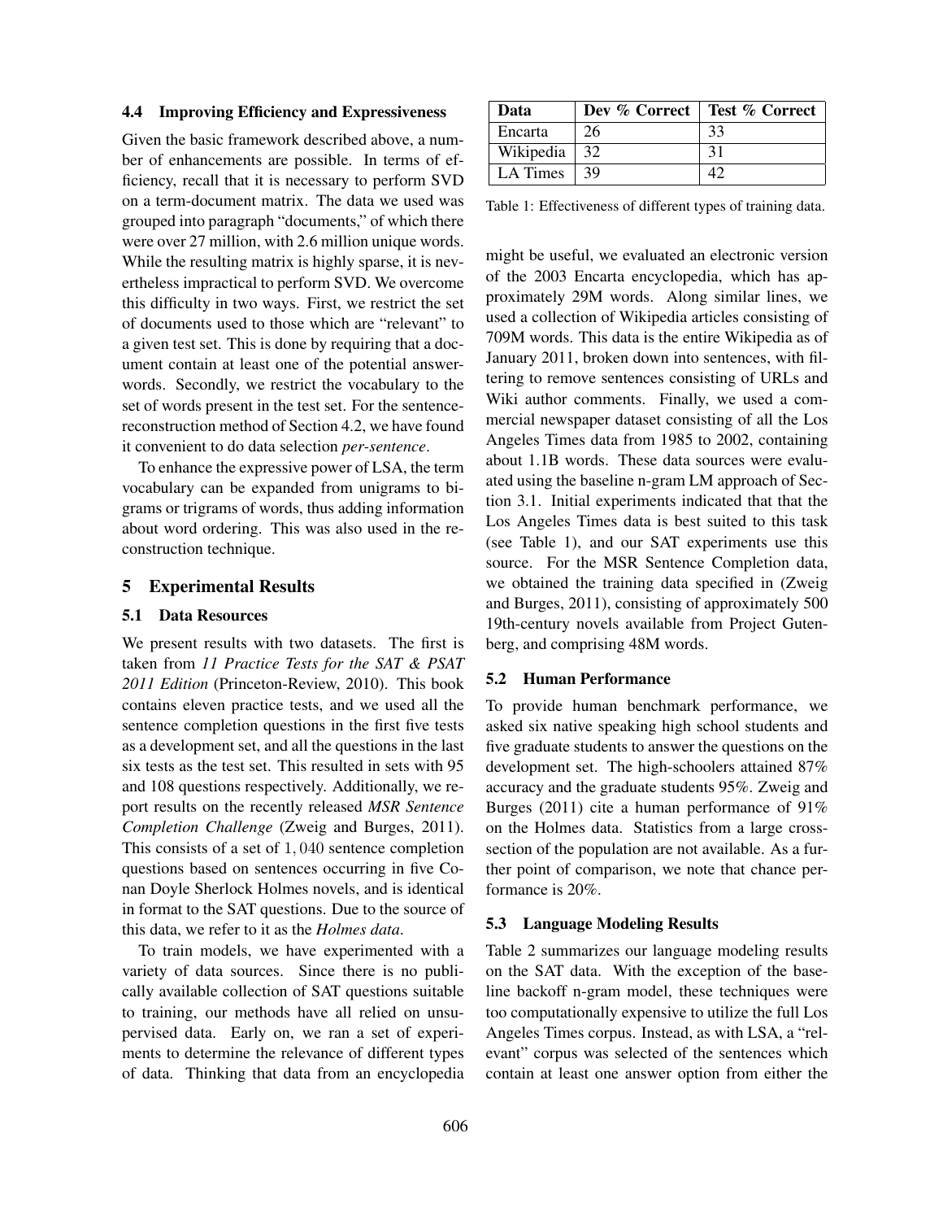### 4.4 Improving Efficiency and Expressiveness

Given the basic framework described above, a number of enhancements are possible. In terms of efficiency, recall that it is necessary to perform SVD on a term-document matrix. The data we used was grouped into paragraph "documents," of which there were over 27 million, with 2.6 million unique words. While the resulting matrix is highly sparse, it is nevertheless impractical to perform SVD. We overcome this difficulty in two ways. First, we restrict the set of documents used to those which are "relevant" to a given test set. This is done by requiring that a document contain at least one of the potential answer-words. Secondly, we restrict the vocabulary to the set of words present in the test set. For the sentence-reconstruction method of Section 4.2, we have found it convenient to do data selection *per-sentence*.

To enhance the expressive power of LSA, the term vocabulary can be expanded from unigrams to bigrams or trigrams of words, thus adding information about word ordering. This was also used in the reconstruction technique.

## 5 Experimental Results

### 5.1 Data Resources

We present results with two datasets. The first is taken from *11 Practice Tests for the SAT & PSAT 2011 Edition* (Princeton-Review, 2010). This book contains eleven practice tests, and we used all the sentence completion questions in the first five tests as a development set, and all the questions in the last six tests as the test set. This resulted in sets with 95 and 108 questions respectively. Additionally, we report results on the recently released *MSR Sentence Completion Challenge* (Zweig and Burges, 2011). This consists of a set of $1,040$ sentence completion questions based on sentences occurring in five Conan Doyle Sherlock Holmes novels, and is identical in format to the SAT questions. Due to the source of this data, we refer to it as the *Holmes data*.

To train models, we have experimented with a variety of data sources. Since there is no publically available collection of SAT questions suitable to training, our methods have all relied on unsupervised data. Early on, we ran a set of experiments to determine the relevance of different types of data. Thinking that data from an encyclopedia might be useful, we evaluated an electronic version of the 2003 Encarta encyclopedia, which has approximately 29M words. Along similar lines, we used a collection of Wikipedia articles consisting of 709M words. This data is the entire Wikipedia as of January 2011, broken down into sentences, with filtering to remove sentences consisting of URLs and Wiki author comments. Finally, we used a commercial newspaper dataset consisting of all the Los Angeles Times data from 1985 to 2002, containing about 1.1B words. These data sources were evaluated using the baseline n-gram LM approach of Section 3.1. Initial experiments indicated that that the Los Angeles Times data is best suited to this task (see Table 1), and our SAT experiments use this source. For the MSR Sentence Completion data, we obtained the training data specified in (Zweig and Burges, 2011), consisting of approximately 500 19th-century novels available from Project Gutenberg, and comprising 48M words.

| Data | Dev % Correct | Test % Correct |
|---|---|---|
| Encarta | 26 | 33 |
| Wikipedia | 32 | 31 |
| LA Times | 39 | 42 |

Table 1: Effectiveness of different types of training data.

### 5.2 Human Performance

To provide human benchmark performance, we asked six native speaking high school students and five graduate students to answer the questions on the development set. The high-schoolers attained 87% accuracy and the graduate students 95%. Zweig and Burges (2011) cite a human performance of 91% on the Holmes data. Statistics from a large cross-section of the population are not available. As a further point of comparison, we note that chance performance is 20%.

### 5.3 Language Modeling Results

Table 2 summarizes our language modeling results on the SAT data. With the exception of the baseline backoff n-gram model, these techniques were too computationally expensive to utilize the full Los Angeles Times corpus. Instead, as with LSA, a "relevant" corpus was selected of the sentences which contain at least one answer option from either the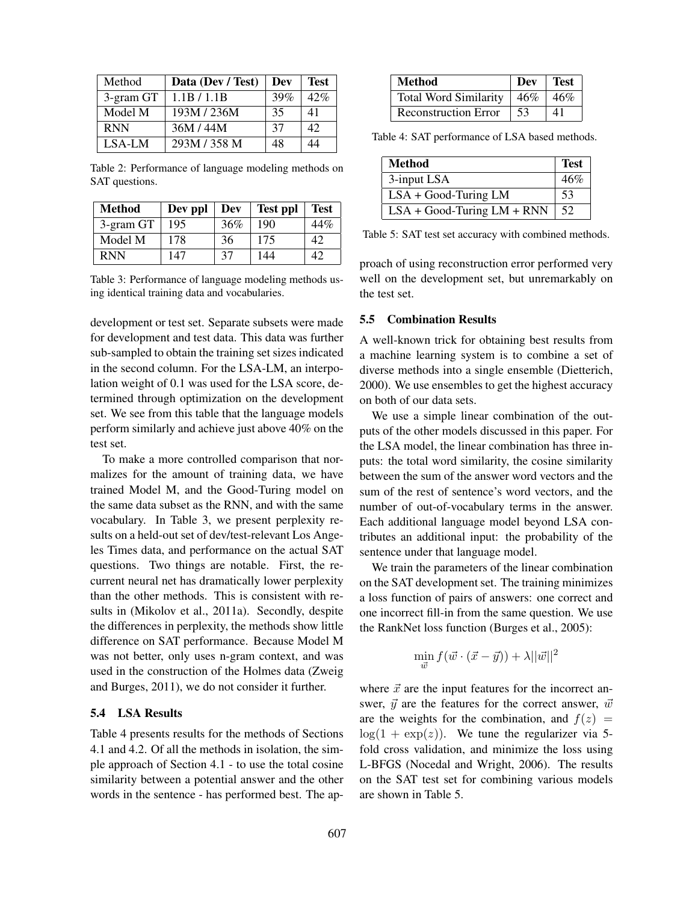| Method | Data (Dev / Test) | Dev | Test |
|---|---|---|---|
| 3-gram GT | 1.1B / 1.1B | 39% | 42% |
| Model M | 193M / 236M | 35 | 41 |
| RNN | 36M / 44M | 37 | 42 |
| LSA-LM | 293M / 358 M | 48 | 44 |

Table 2: Performance of language modeling methods on SAT questions.

| Method | Dev ppl | Dev | Test ppl | Test |
|---|---|---|---|---|
| 3-gram GT | 195 | 36% | 190 | 44% |
| Model M | 178 | 36 | 175 | 42 |
| RNN | 147 | 37 | 144 | 42 |

Table 3: Performance of language modeling methods using identical training data and vocabularies.

development or test set. Separate subsets were made for development and test data. This data was further sub-sampled to obtain the training set sizes indicated in the second column. For the LSA-LM, an interpolation weight of 0.1 was used for the LSA score, determined through optimization on the development set. We see from this table that the language models perform similarly and achieve just above 40% on the test set.

To make a more controlled comparison that normalizes for the amount of training data, we have trained Model M, and the Good-Turing model on the same data subset as the RNN, and with the same vocabulary. In Table 3, we present perplexity results on a held-out set of dev/test-relevant Los Angeles Times data, and performance on the actual SAT questions. Two things are notable. First, the recurrent neural net has dramatically lower perplexity than the other methods. This is consistent with results in (Mikolov et al., 2011a). Secondly, despite the differences in perplexity, the methods show little difference on SAT performance. Because Model M was not better, only uses n-gram context, and was used in the construction of the Holmes data (Zweig and Burges, 2011), we do not consider it further.

### 5.4 LSA Results

Table 4 presents results for the methods of Sections 4.1 and 4.2. Of all the methods in isolation, the simple approach of Section 4.1 - to use the total cosine similarity between a potential answer and the other words in the sentence - has performed best. The approach of using reconstruction error performed very well on the development set, but unremarkably on the test set.

| Method | Dev | Test |
|---|---|---|
| Total Word Similarity | 46% | 46% |
| Reconstruction Error | 53 | 41 |

Table 4: SAT performance of LSA based methods.

| Method | Test |
|---|---|
| 3-input LSA | 46% |
| LSA + Good-Turing LM | 53 |
| LSA + Good-Turing LM + RNN | 52 |

Table 5: SAT test set accuracy with combined methods.

### 5.5 Combination Results

A well-known trick for obtaining best results from a machine learning system is to combine a set of diverse methods into a single ensemble (Dietterich, 2000). We use ensembles to get the highest accuracy on both of our data sets.

We use a simple linear combination of the outputs of the other models discussed in this paper. For the LSA model, the linear combination has three inputs: the total word similarity, the cosine similarity between the sum of the answer word vectors and the sum of the rest of sentence's word vectors, and the number of out-of-vocabulary terms in the answer. Each additional language model beyond LSA contributes an additional input: the probability of the sentence under that language model.

We train the parameters of the linear combination on the SAT development set. The training minimizes a loss function of pairs of answers: one correct and one incorrect fill-in from the same question. We use the RankNet loss function (Burges et al., 2005):

$$\min_{\vec{w}} f(\vec{w} \cdot (\vec{x} - \vec{y})) + \lambda ||\vec{w}||^2$$

where $\vec{x}$ are the input features for the incorrect answer, $\vec{y}$ are the features for the correct answer, $\vec{w}$ are the weights for the combination, and $f(z) = \log(1 + \exp(z))$. We tune the regularizer via 5-fold cross validation, and minimize the loss using L-BFGS (Nocedal and Wright, 2006). The results on the SAT test set for combining various models are shown in Table 5.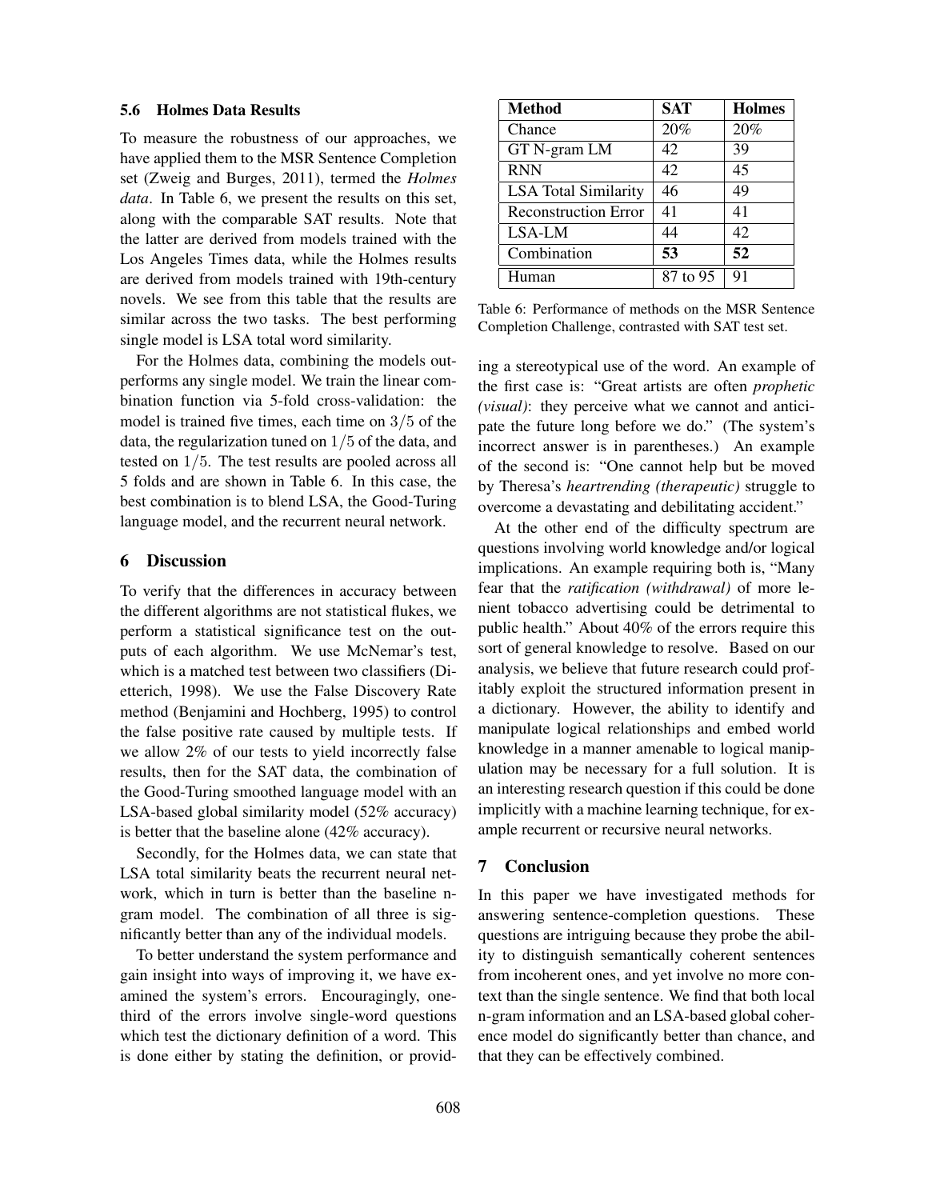### 5.6 Holmes Data Results

To measure the robustness of our approaches, we have applied them to the MSR Sentence Completion set (Zweig and Burges, 2011), termed the *Holmes data*. In Table 6, we present the results on this set, along with the comparable SAT results. Note that the latter are derived from models trained with the Los Angeles Times data, while the Holmes results are derived from models trained with 19th-century novels. We see from this table that the results are similar across the two tasks. The best performing single model is LSA total word similarity.

For the Holmes data, combining the models outperforms any single model. We train the linear combination function via 5-fold cross-validation: the model is trained five times, each time on $3/5$ of the data, the regularization tuned on $1/5$ of the data, and tested on $1/5$. The test results are pooled across all 5 folds and are shown in Table 6. In this case, the best combination is to blend LSA, the Good-Turing language model, and the recurrent neural network.

| Method | SAT | Holmes |
|---|---|---|
| Chance | 20% | 20% |
| GT N-gram LM | 42 | 39 |
| RNN | 42 | 45 |
| LSA Total Similarity | 46 | 49 |
| Reconstruction Error | 41 | 41 |
| LSA-LM | 44 | 42 |
| Combination | **53** | **52** |
| Human | 87 to 95 | 91 |

Table 6: Performance of methods on the MSR Sentence Completion Challenge, contrasted with SAT test set.

## 6 Discussion

To verify that the differences in accuracy between the different algorithms are not statistical flukes, we perform a statistical significance test on the outputs of each algorithm. We use McNemar's test, which is a matched test between two classifiers (Dietterich, 1998). We use the False Discovery Rate method (Benjamini and Hochberg, 1995) to control the false positive rate caused by multiple tests. If we allow 2% of our tests to yield incorrectly false results, then for the SAT data, the combination of the Good-Turing smoothed language model with an LSA-based global similarity model (52% accuracy) is better that the baseline alone (42% accuracy).

Secondly, for the Holmes data, we can state that LSA total similarity beats the recurrent neural network, which in turn is better than the baseline n-gram model. The combination of all three is significantly better than any of the individual models.

To better understand the system performance and gain insight into ways of improving it, we have examined the system's errors. Encouragingly, one-third of the errors involve single-word questions which test the dictionary definition of a word. This is done either by stating the definition, or providing a stereotypical use of the word. An example of the first case is: "Great artists are often *prophetic (visual)*: they perceive what we cannot and anticipate the future long before we do." (The system's incorrect answer is in parentheses.) An example of the second is: "One cannot help but be moved by Theresa's *heartrending (therapeutic)* struggle to overcome a devastating and debilitating accident."

At the other end of the difficulty spectrum are questions involving world knowledge and/or logical implications. An example requiring both is, "Many fear that the *ratification (withdrawal)* of more lenient tobacco advertising could be detrimental to public health." About 40% of the errors require this sort of general knowledge to resolve. Based on our analysis, we believe that future research could profitably exploit the structured information present in a dictionary. However, the ability to identify and manipulate logical relationships and embed world knowledge in a manner amenable to logical manipulation may be necessary for a full solution. It is an interesting research question if this could be done implicitly with a machine learning technique, for example recurrent or recursive neural networks.

## 7 Conclusion

In this paper we have investigated methods for answering sentence-completion questions. These questions are intriguing because they probe the ability to distinguish semantically coherent sentences from incoherent ones, and yet involve no more context than the single sentence. We find that both local n-gram information and an LSA-based global coherence model do significantly better than chance, and that they can be effectively combined.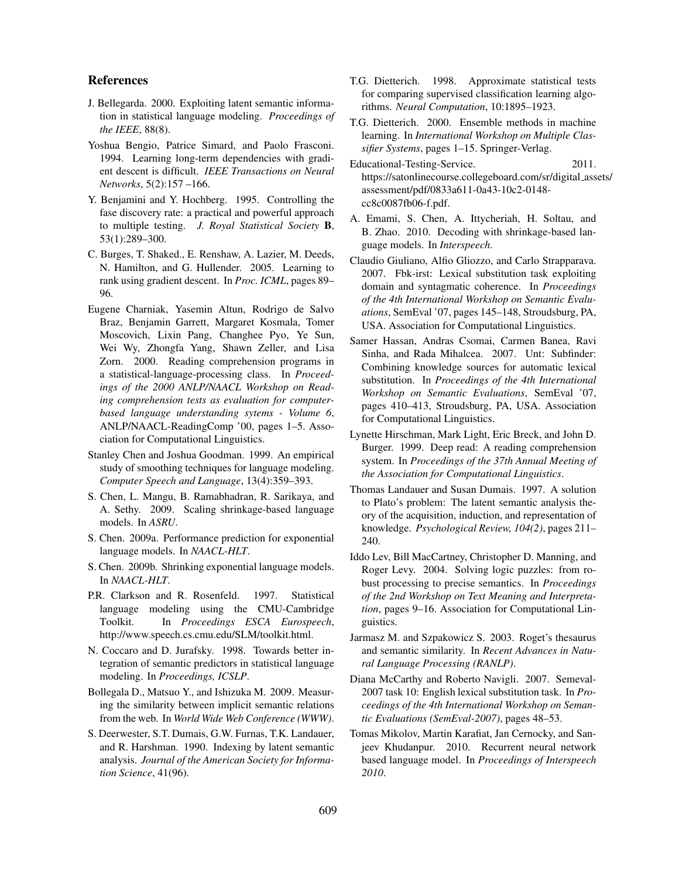## References

J. Bellegarda. 2000. Exploiting latent semantic information in statistical language modeling. *Proceedings of the IEEE*, 88(8).

Yoshua Bengio, Patrice Simard, and Paolo Frasconi. 1994. Learning long-term dependencies with gradient descent is difficult. *IEEE Transactions on Neural Networks*, 5(2):157 –166.

Y. Benjamini and Y. Hochberg. 1995. Controlling the fase discovery rate: a practical and powerful approach to multiple testing. *J. Royal Statistical Society* **B**, 53(1):289–300.

C. Burges, T. Shaked., E. Renshaw, A. Lazier, M. Deeds, N. Hamilton, and G. Hullender. 2005. Learning to rank using gradient descent. In *Proc. ICML*, pages 89–96.

Eugene Charniak, Yasemin Altun, Rodrigo de Salvo Braz, Benjamin Garrett, Margaret Kosmala, Tomer Moscovich, Lixin Pang, Changhee Pyo, Ye Sun, Wei Wy, Zhongfa Yang, Shawn Zeller, and Lisa Zorn. 2000. Reading comprehension programs in a statistical-language-processing class. In *Proceedings of the 2000 ANLP/NAACL Workshop on Reading comprehension tests as evaluation for computer-based language understanding sytems - Volume 6*, ANLP/NAACL-ReadingComp '00, pages 1–5. Association for Computational Linguistics.

Stanley Chen and Joshua Goodman. 1999. An empirical study of smoothing techniques for language modeling. *Computer Speech and Language*, 13(4):359–393.

S. Chen, L. Mangu, B. Ramabhadran, R. Sarikaya, and A. Sethy. 2009. Scaling shrinkage-based language models. In *ASRU*.

S. Chen. 2009a. Performance prediction for exponential language models. In *NAACL-HLT*.

S. Chen. 2009b. Shrinking exponential language models. In *NAACL-HLT*.

P.R. Clarkson and R. Rosenfeld. 1997. Statistical language modeling using the CMU-Cambridge Toolkit. In *Proceedings ESCA Eurospeech*, http://www.speech.cs.cmu.edu/SLM/toolkit.html.

N. Coccaro and D. Jurafsky. 1998. Towards better integration of semantic predictors in statistical language modeling. In *Proceedings, ICSLP*.

Bollegala D., Matsuo Y., and Ishizuka M. 2009. Measuring the similarity between implicit semantic relations from the web. In *World Wide Web Conference (WWW)*.

S. Deerwester, S.T. Dumais, G.W. Furnas, T.K. Landauer, and R. Harshman. 1990. Indexing by latent semantic analysis. *Journal of the American Society for Information Science*, 41(96).

T.G. Dietterich. 1998. Approximate statistical tests for comparing supervised classification learning algorithms. *Neural Computation*, 10:1895–1923.

T.G. Dietterich. 2000. Ensemble methods in machine learning. In *International Workshop on Multiple Classifier Systems*, pages 1–15. Springer-Verlag.

Educational-Testing-Service. 2011. https://satonlinecourse.collegeboard.com/sr/digital_assets/assessment/pdf/0833a611-0a43-10c2-0148-cc8c0087fb06-f.pdf.

A. Emami, S. Chen, A. Ittycheriah, H. Soltau, and B. Zhao. 2010. Decoding with shrinkage-based language models. In *Interspeech*.

Claudio Giuliano, Alfio Gliozzo, and Carlo Strapparava. 2007. Fbk-irst: Lexical substitution task exploiting domain and syntagmatic coherence. In *Proceedings of the 4th International Workshop on Semantic Evaluations*, SemEval '07, pages 145–148, Stroudsburg, PA, USA. Association for Computational Linguistics.

Samer Hassan, Andras Csomai, Carmen Banea, Ravi Sinha, and Rada Mihalcea. 2007. Unt: Subfinder: Combining knowledge sources for automatic lexical substitution. In *Proceedings of the 4th International Workshop on Semantic Evaluations*, SemEval '07, pages 410–413, Stroudsburg, PA, USA. Association for Computational Linguistics.

Lynette Hirschman, Mark Light, Eric Breck, and John D. Burger. 1999. Deep read: A reading comprehension system. In *Proceedings of the 37th Annual Meeting of the Association for Computational Linguistics*.

Thomas Landauer and Susan Dumais. 1997. A solution to Plato's problem: The latent semantic analysis theory of the acquisition, induction, and representation of knowledge. *Psychological Review, 104(2)*, pages 211–240.

Iddo Lev, Bill MacCartney, Christopher D. Manning, and Roger Levy. 2004. Solving logic puzzles: from robust processing to precise semantics. In *Proceedings of the 2nd Workshop on Text Meaning and Interpretation*, pages 9–16. Association for Computational Linguistics.

Jarmasz M. and Szpakowicz S. 2003. Roget's thesaurus and semantic similarity. In *Recent Advances in Natural Language Processing (RANLP)*.

Diana McCarthy and Roberto Navigli. 2007. Semeval-2007 task 10: English lexical substitution task. In *Proceedings of the 4th International Workshop on Semantic Evaluations (SemEval-2007)*, pages 48–53.

Tomas Mikolov, Martin Karafiat, Jan Cernocky, and Sanjeev Khudanpur. 2010. Recurrent neural network based language model. In *Proceedings of Interspeech 2010*.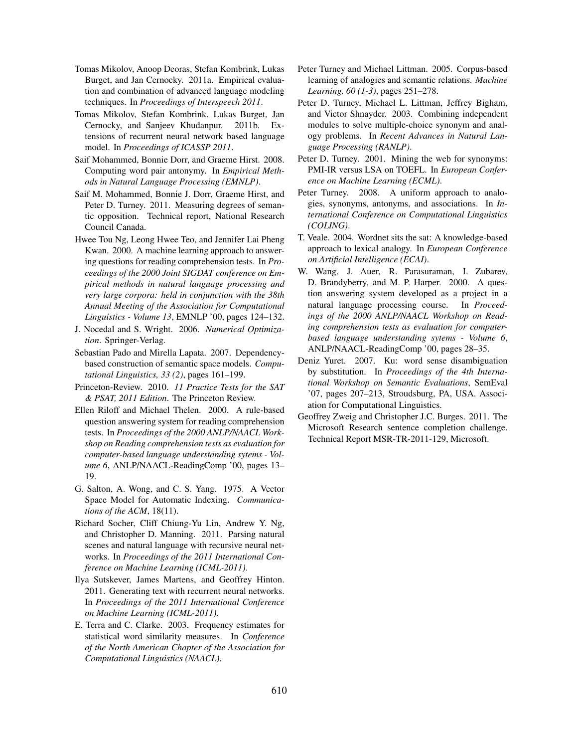Tomas Mikolov, Anoop Deoras, Stefan Kombrink, Lukas Burget, and Jan Cernocky. 2011a. Empirical evaluation and combination of advanced language modeling techniques. In *Proceedings of Interspeech 2011*.

Tomas Mikolov, Stefan Kombrink, Lukas Burget, Jan Cernocky, and Sanjeev Khudanpur. 2011b. Extensions of recurrent neural network based language model. In *Proceedings of ICASSP 2011*.

Saif Mohammed, Bonnie Dorr, and Graeme Hirst. 2008. Computing word pair antonymy. In *Empirical Methods in Natural Language Processing (EMNLP)*.

Saif M. Mohammed, Bonnie J. Dorr, Graeme Hirst, and Peter D. Turney. 2011. Measuring degrees of semantic opposition. Technical report, National Research Council Canada.

Hwee Tou Ng, Leong Hwee Teo, and Jennifer Lai Pheng Kwan. 2000. A machine learning approach to answering questions for reading comprehension tests. In *Proceedings of the 2000 Joint SIGDAT conference on Empirical methods in natural language processing and very large corpora: held in conjunction with the 38th Annual Meeting of the Association for Computational Linguistics - Volume 13*, EMNLP '00, pages 124–132.

J. Nocedal and S. Wright. 2006. *Numerical Optimization*. Springer-Verlag.

Sebastian Pado and Mirella Lapata. 2007. Dependency-based construction of semantic space models. *Computational Linguistics, 33 (2)*, pages 161–199.

Princeton-Review. 2010. *11 Practice Tests for the SAT & PSAT, 2011 Edition*. The Princeton Review.

Ellen Riloff and Michael Thelen. 2000. A rule-based question answering system for reading comprehension tests. In *Proceedings of the 2000 ANLP/NAACL Workshop on Reading comprehension tests as evaluation for computer-based language understanding sytems - Volume 6*, ANLP/NAACL-ReadingComp '00, pages 13–19.

G. Salton, A. Wong, and C. S. Yang. 1975. A Vector Space Model for Automatic Indexing. *Communications of the ACM*, 18(11).

Richard Socher, Cliff Chiung-Yu Lin, Andrew Y. Ng, and Christopher D. Manning. 2011. Parsing natural scenes and natural language with recursive neural networks. In *Proceedings of the 2011 International Conference on Machine Learning (ICML-2011)*.

Ilya Sutskever, James Martens, and Geoffrey Hinton. 2011. Generating text with recurrent neural networks. In *Proceedings of the 2011 International Conference on Machine Learning (ICML-2011)*.

E. Terra and C. Clarke. 2003. Frequency estimates for statistical word similarity measures. In *Conference of the North American Chapter of the Association for Computational Linguistics (NAACL)*.

Peter Turney and Michael Littman. 2005. Corpus-based learning of analogies and semantic relations. *Machine Learning, 60 (1-3)*, pages 251–278.

Peter D. Turney, Michael L. Littman, Jeffrey Bigham, and Victor Shnayder. 2003. Combining independent modules to solve multiple-choice synonym and analogy problems. In *Recent Advances in Natural Language Processing (RANLP)*.

Peter D. Turney. 2001. Mining the web for synonyms: PMI-IR versus LSA on TOEFL. In *European Conference on Machine Learning (ECML)*.

Peter Turney. 2008. A uniform approach to analogies, synonyms, antonyms, and associations. In *International Conference on Computational Linguistics (COLING)*.

T. Veale. 2004. Wordnet sits the sat: A knowledge-based approach to lexical analogy. In *European Conference on Artificial Intelligence (ECAI)*.

W. Wang, J. Auer, R. Parasuraman, I. Zubarev, D. Brandyberry, and M. P. Harper. 2000. A question answering system developed as a project in a natural language processing course. In *Proceedings of the 2000 ANLP/NAACL Workshop on Reading comprehension tests as evaluation for computer-based language understanding sytems - Volume 6*, ANLP/NAACL-ReadingComp '00, pages 28–35.

Deniz Yuret. 2007. Ku: word sense disambiguation by substitution. In *Proceedings of the 4th International Workshop on Semantic Evaluations*, SemEval '07, pages 207–213, Stroudsburg, PA, USA. Association for Computational Linguistics.

Geoffrey Zweig and Christopher J.C. Burges. 2011. The Microsoft Research sentence completion challenge. Technical Report MSR-TR-2011-129, Microsoft.